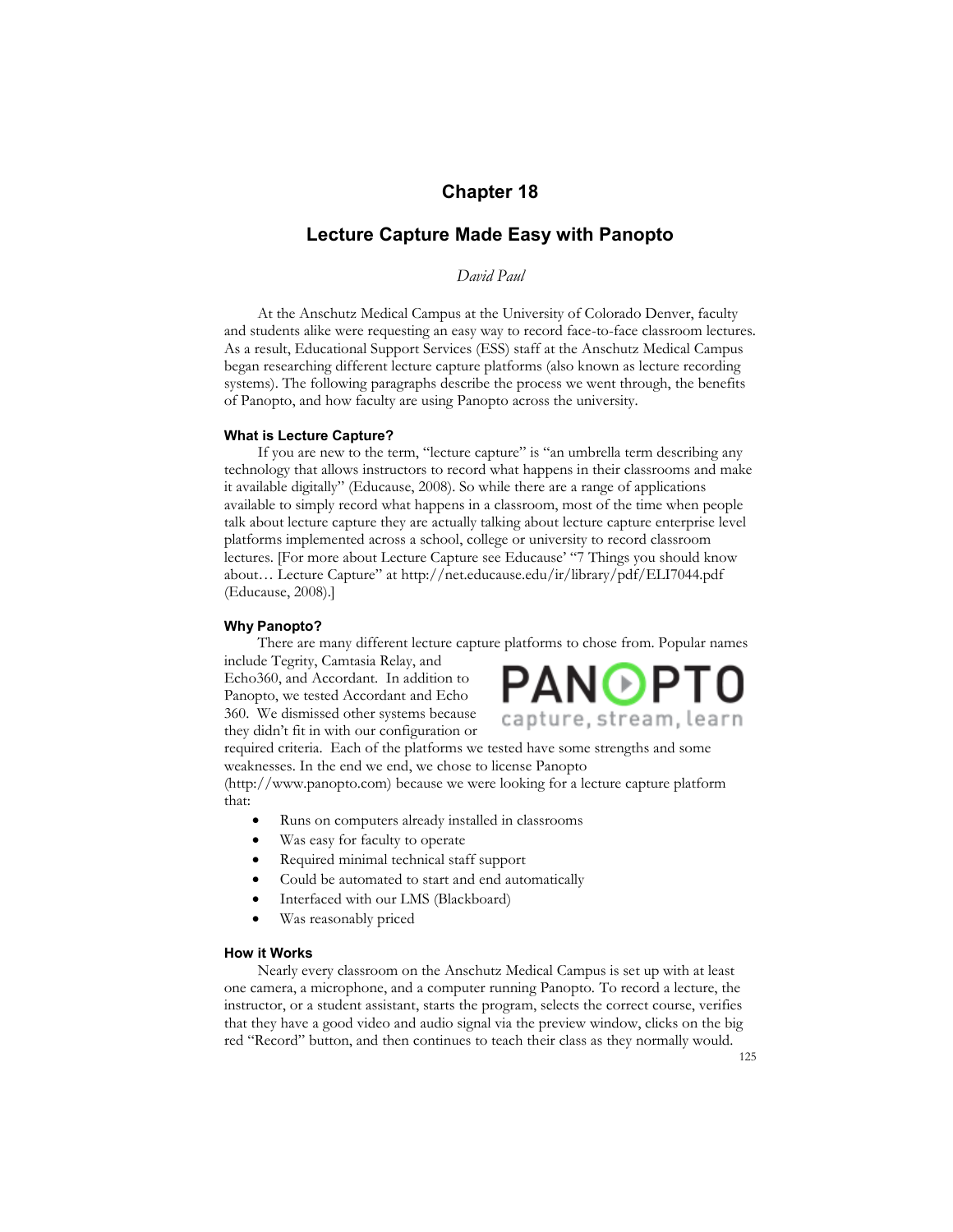# Chapter 18

## Lecture Capture Made Easy with Panopto

*David Paul*

At the Anschutz Medical Campus at the University of Colorado Denver, faculty and students alike were requesting an easy way to record face-to-face classroom lectures. As a result, Educational Support Services (ESS) staff at the Anschutz Medical Campus began researching different lecture capture platforms (also known as lecture recording systems). The following paragraphs describe the process we went through, the benefits of Panopto, and how faculty are using Panopto across the university.

### What is Lecture Capture?

If you are new to the term, "lecture capture" is "an umbrella term describing any technology that allows instructors to record what happens in their classrooms and make it available digitally" (Educause, 2008). So while there are a range of applications available to simply record what happens in a classroom, most of the time when people talk about lecture capture they are actually talking about lecture capture enterprise level platforms implemented across a school, college or university to record classroom lectures. [For more about Lecture Capture see Educause' "7 Things you should know about… Lecture Capture" at http://net.educause.edu/ir/library/pdf/ELI7044.pdf (Educause, 2008).]

### Why Panopto?

There are many different lecture capture platforms to chose from. Popular names include Tegrity, Camtasia Relay, and Echo360, and Accordant. In addition to Panopto, we tested Accordant and Echo 360. We dismissed other systems because they didn't fit in with our configuration or required criteria. Each of the platforms we tested have some strengths and some weaknesses. In the end we end, we chose to license Panopto (http://www.panopto.com) because we were looking for a lecture capture platform that:

- Runs on computers already installed in classrooms
- Was easy for faculty to operate
- Required minimal technical staff support
- Could be automated to start and end automatically
- Interfaced with our LMS (Blackboard)
- Was reasonably priced

### How it Works

Nearly every classroom on the Anschutz Medical Campus is set up with at least one camera, a microphone, and a computer running Panopto. To record a lecture, the instructor, or a student assistant, starts the program, selects the correct course, verifies that they have a good video and audio signal via the preview window, clicks on the big red "Record" button, and then continues to teach their class as they normally would.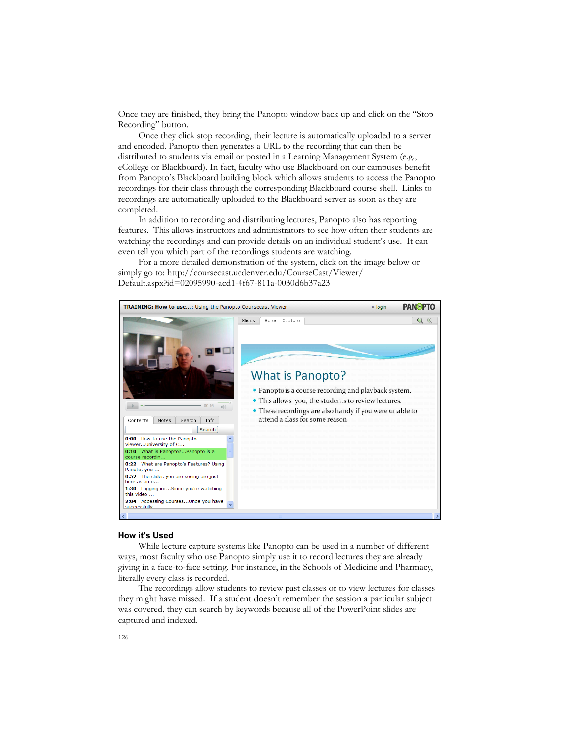Once they are finished, they bring the Panopto window back up and click on the "Stop Recording" button.

Once they click stop recording, their lecture is automatically uploaded to a server and encoded. Panopto then generates a URL to the recording that can then be distributed to students via email or posted in a Learning Management System (e.g., eCollege or Blackboard). In fact, faculty who use Blackboard on our campuses benefit from Panopto's Blackboard building block which allows students to access the Panopto recordings for their class through the corresponding Blackboard course shell. Links to recordings are automatically uploaded to the Blackboard server as soon as they are completed.

In addition to recording and distributing lectures, Panopto also has reporting features. This allows instructors and administrators to see how often their students are watching the recordings and can provide details on an individual student's use. It can even tell you which part of the recordings students are watching.

For a more detailed demonstration of the system, click on the image below or simply go to: http://coursecast.ucdenver.edu/CourseCast/Viewer/Default.aspx?id=02095990-acd1-4f67-811a-0030d6b37a23

## How it's Used

While lecture capture systems like Panopto can be used in a number of different ways, most faculty who use Panopto simply use it to record lectures they are already giving in a face-to-face setting. For instance, in the Schools of Medicine and Pharmacy, literally every class is recorded.

The recordings allow students to review past classes or to view lectures for classes they might have missed. If a student doesn't remember the session a particular subject was covered, they can search by keywords because all of the PowerPoint slides are captured and indexed.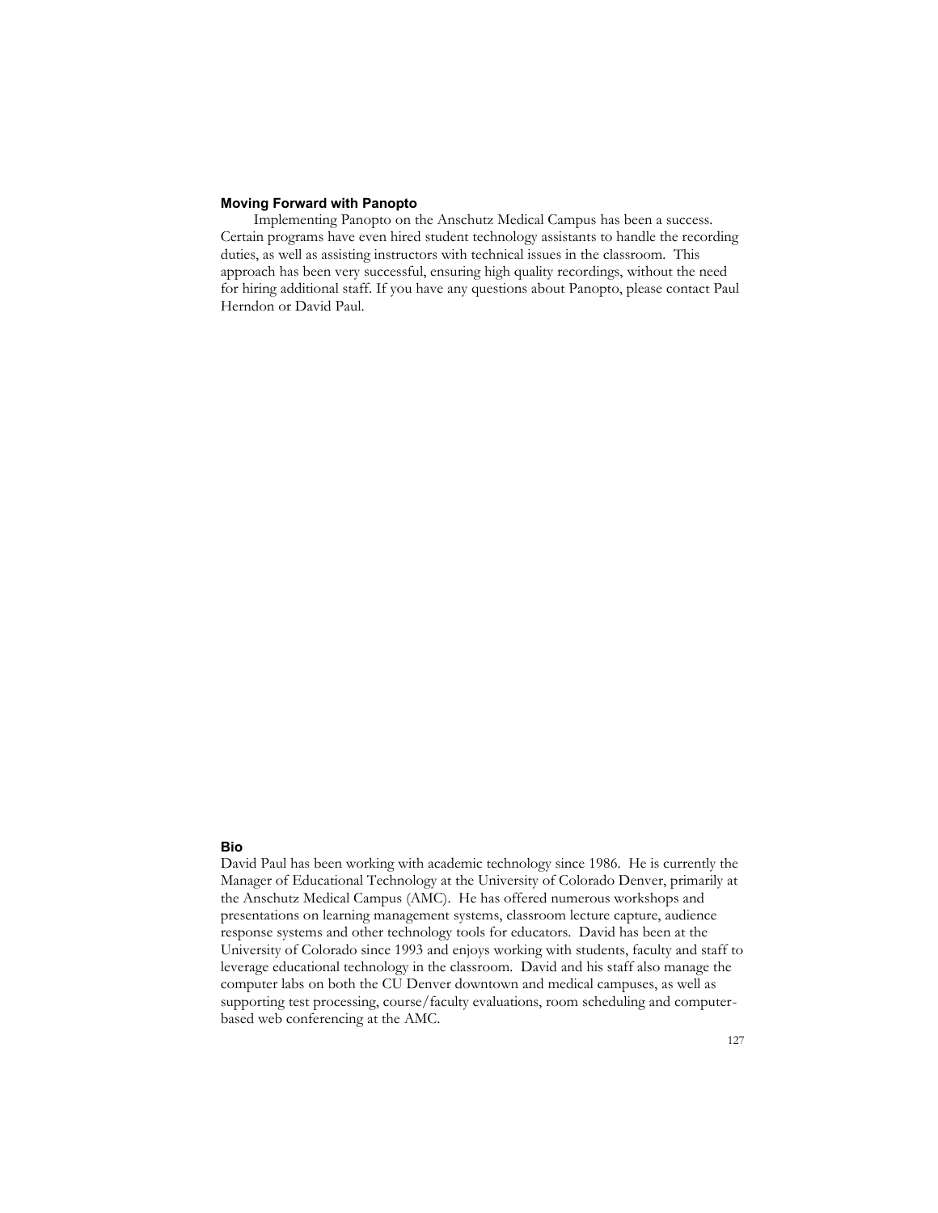### Moving Forward with Panopto

Implementing Panopto on the Anschutz Medical Campus has been a success. Certain programs have even hired student technology assistants to handle the recording duties, as well as assisting instructors with technical issues in the classroom. This approach has been very successful, ensuring high quality recordings, without the need for hiring additional staff. If you have any questions about Panopto, please contact Paul Herndon or David Paul.

### Bio

David Paul has been working with academic technology since 1986. He is currently the Manager of Educational Technology at the University of Colorado Denver, primarily at the Anschutz Medical Campus (AMC). He has offered numerous workshops and presentations on learning management systems, classroom lecture capture, audience response systems and other technology tools for educators. David has been at the University of Colorado since 1993 and enjoys working with students, faculty and staff to leverage educational technology in the classroom. David and his staff also manage the computer labs on both the CU Denver downtown and medical campuses, as well as supporting test processing, course/faculty evaluations, room scheduling and computer-based web conferencing at the AMC.